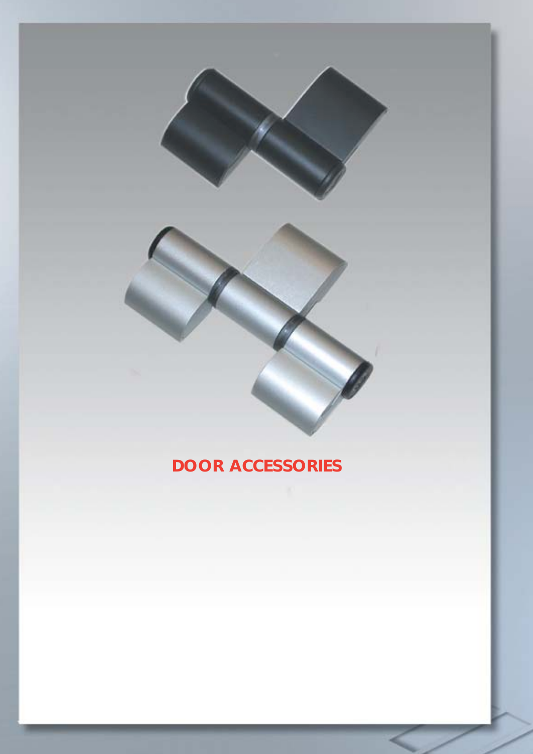# DOOR ACCESSORIES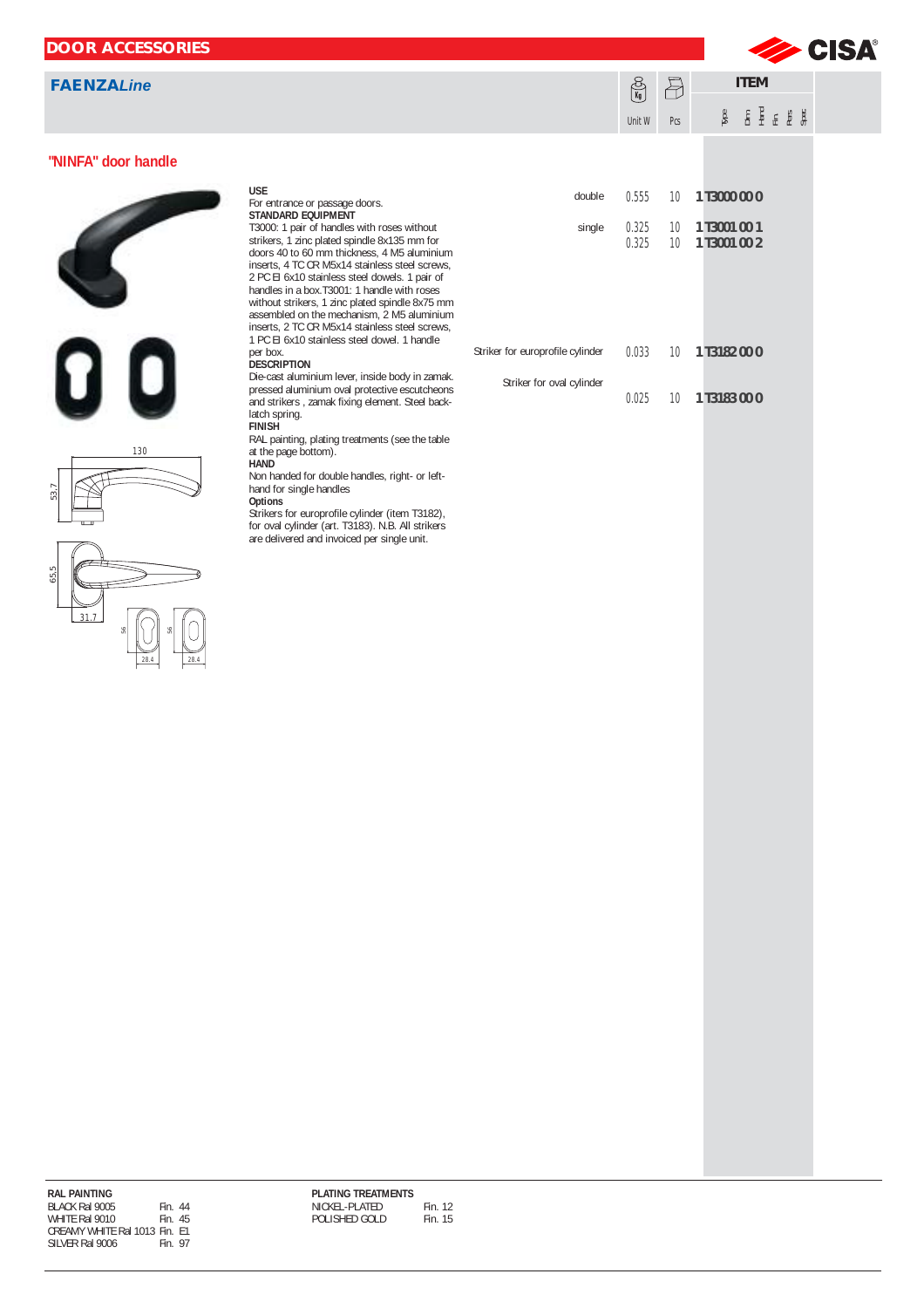# DOOR ACCESSORIES

## FAENZA*Line*

### "NINFA" door handle

**USE**
For entrance or passage doors.

**STANDARD EQUIPMENT**
T3000: 1 pair of handles with roses without strikers, 1 zinc plated spindle 8x135 mm for doors 40 to 60 mm thickness, 4 M5 aluminium inserts, 4 TC CR M5x14 stainless steel screws, 2 PC EI 6x10 stainless steel dowels. 1 pair of handles in a box.T3001: 1 handle with roses without strikers, 1 zinc plated spindle 8x75 mm assembled on the mechanism, 2 M5 aluminium inserts, 2 TC CR M5x14 stainless steel screws, 1 PC EI 6x10 stainless steel dowel. 1 handle per box.

**DESCRIPTION**
Die-cast aluminium lever, inside body in zamak. pressed aluminium oval protective escutcheons and strikers , zamak fixing element. Steel back-latch spring.

**FINISH**
RAL painting, plating treatments (see the table at the page bottom).

**HAND**
Non handed for double handles, right- or left-hand for single handles

**Options**
Strikers for europrofile cylinder (item T3182), for oval cylinder (art. T3183). N.B. All strikers are delivered and invoiced per single unit.

| | Unit W | Pcs | ITEM (Type / Dim / Hand / Fin / Pers / Spec) |
|---|---|---|---|
| double | 0.555 | 10 | 1 T3000 00 0 |
| single | 0.325 | 10 | 1 T3001 00 1 |
| | 0.325 | 10 | 1 T3001 00 2 |
| Striker for europrofile cylinder | 0.033 | 10 | 1 T3182 00 0 |
| Striker for oval cylinder | 0.025 | 10 | 1 T3183 00 0 |

**RAL PAINTING**

| | |
|---|---|
| BLACK Ral 9005 | Fin. 44 |
| WHITE Ral 9010 | Fin. 45 |
| CREAMY WHITE Ral 1013 | Fin. E1 |
| SILVER Ral 9006 | Fin. 97 |

**PLATING TREATMENTS**

| | |
|---|---|
| NICKEL-PLATED | Fin. 12 |
| POLISHED GOLD | Fin. 15 |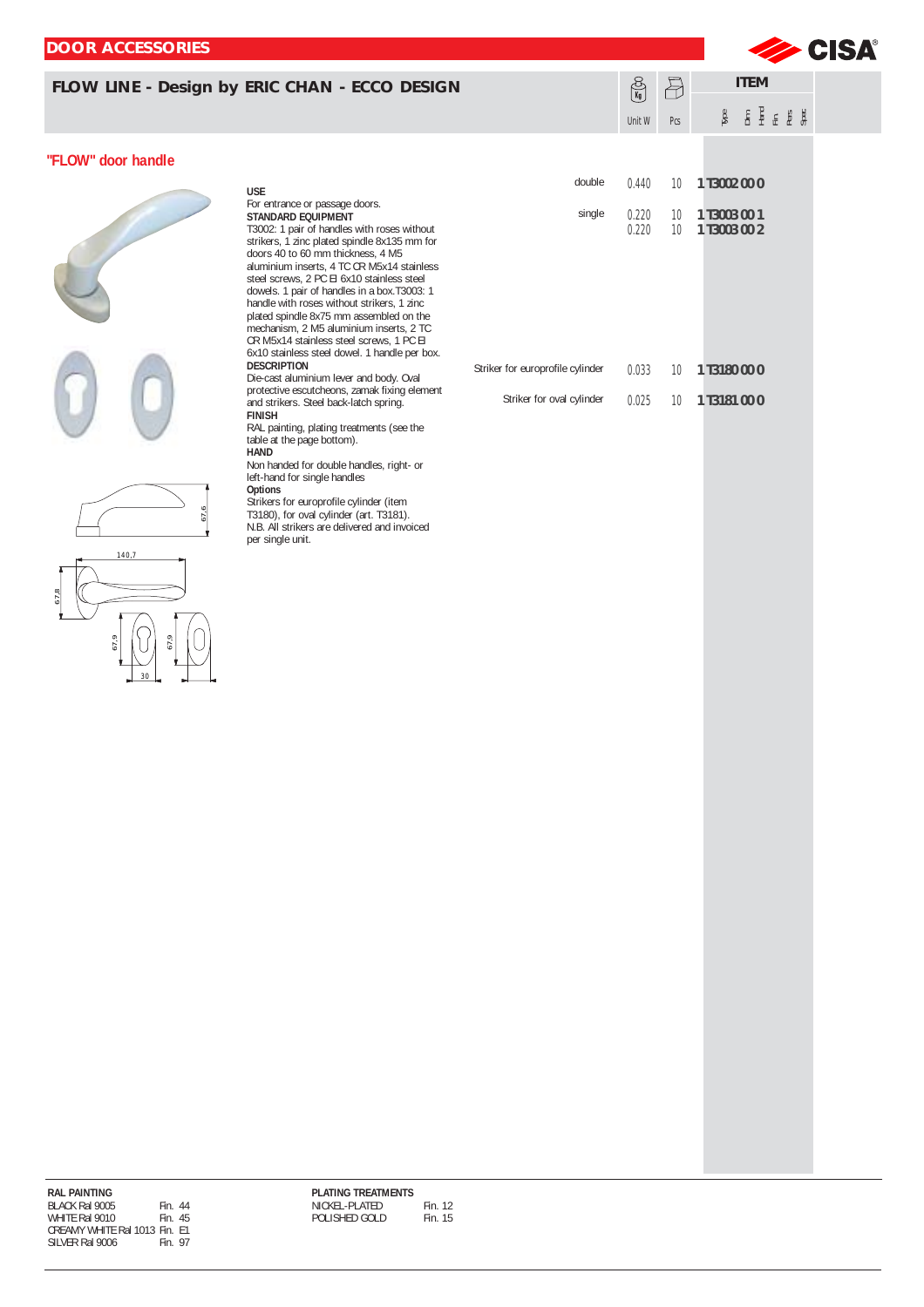## FLOW LINE - Design by ERIC CHAN - ECCO DESIGN

### "FLOW" door handle

**USE**
For entrance or passage doors.

**STANDARD EQUIPMENT**
T3002: 1 pair of handles with roses without strikers, 1 zinc plated spindle 8x135 mm for doors 40 to 60 mm thickness, 4 M5 aluminium inserts, 4 TC CR M5x14 stainless steel screws, 2 PC EI 6x10 stainless steel dowels. 1 pair of handles in a box.T3003: 1 handle with roses without strikers, 1 zinc plated spindle 8x75 mm assembled on the mechanism, 2 M5 aluminium inserts, 2 TC CR M5x14 stainless steel screws, 1 PC EI 6x10 stainless steel dowel. 1 handle per box.

**DESCRIPTION**
Die-cast aluminium lever and body. Oval protective escutcheons, zamak fixing element and strikers. Steel back-latch spring.

**FINISH**
RAL painting, plating treatments (see the table at the page bottom).

**HAND**
Non handed for double handles, right- or left-hand for single handles

**Options**
Strikers for europrofile cylinder (item T3180), for oval cylinder (art. T3181).
N.B. All strikers are delivered and invoiced per single unit.

| | Unit W | Pcs | ITEM |
|---|---|---|---|
| double | 0.440 | 10 | 1 T3002 00 0 |
| single | 0.220 | 10 | 1 T3003 00 1 |
| | 0.220 | 10 | 1 T3003 00 2 |
| Striker for europrofile cylinder | 0.033 | 10 | 1 T3180 00 0 |
| Striker for oval cylinder | 0.025 | 10 | 1 T3181 00 0 |

| RAL PAINTING | |
|---|---|
| BLACK Ral 9005 | Fin. 44 |
| WHITE Ral 9010 | Fin. 45 |
| CREAMY WHITE Ral 1013 | Fin. E1 |
| SILVER Ral 9006 | Fin. 97 |

| PLATING TREATMENTS | |
|---|---|
| NICKEL-PLATED | Fin. 12 |
| POLISHED GOLD | Fin. 15 |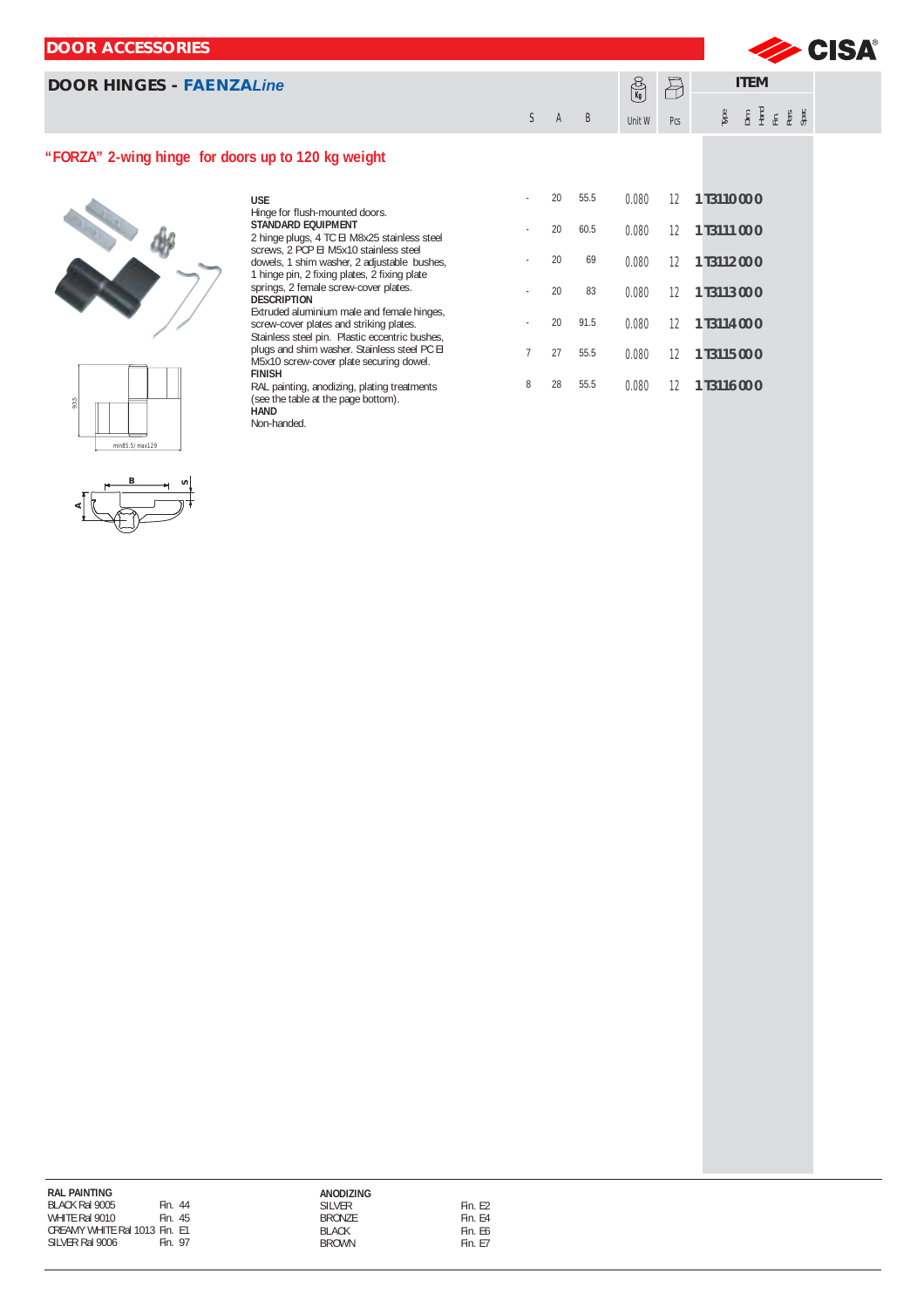## DOOR ACCESSORIES

## DOOR HINGES - FAENZA*Line*

### "FORZA" 2-wing hinge for doors up to 120 kg weight

**USE**
Hinge for flush-mounted doors.
**STANDARD EQUIPMENT**
2 hinge plugs, 4 TCEI M8x25 stainless steel screws, 2 PCPEI M5x10 stainless steel dowels, 1 shim washer, 2 adjustable bushes, 1 hinge pin, 2 fixing plates, 2 fixing plate springs, 2 female screw-cover plates.
**DESCRIPTION**
Extruded aluminium male and female hinges, screw-cover plates and striking plates. Stainless steel pin. Plastic eccentric bushes, plugs and shim washer. Stainless steel PCEI M5x10 screw-cover plate securing dowel.
**FINISH**
RAL painting, anodizing, plating treatments (see the table at the page bottom).
**HAND**
Non-handed.

| S | A | B | Unit W | Pcs | ITEM |
|---|---|---|---|---|---|
| - | 20 | 55.5 | 0.080 | 12 | 1 T3110 00 0 |
| - | 20 | 60.5 | 0.080 | 12 | 1 T3111 00 0 |
| - | 20 | 69 | 0.080 | 12 | 1 T3112 00 0 |
| - | 20 | 83 | 0.080 | 12 | 1 T3113 00 0 |
| - | 20 | 91.5 | 0.080 | 12 | 1 T3114 00 0 |
| 7 | 27 | 55.5 | 0.080 | 12 | 1 T3115 00 0 |
| 8 | 28 | 55.5 | 0.080 | 12 | 1 T3116 00 0 |

93.5

min85.5/ max129

| RAL PAINTING | |
|---|---|
| BLACK Ral 9005 | Fin. 44 |
| WHITE Ral 9010 | Fin. 45 |
| CREAMY WHITE Ral 1013 | Fin. E1 |
| SILVER Ral 9006 | Fin. 97 |

| ANODIZING | |
|---|---|
| SILVER | Fin. E2 |
| BRONZE | Fin. E4 |
| BLACK | Fin. E6 |
| BROWN | Fin. E7 |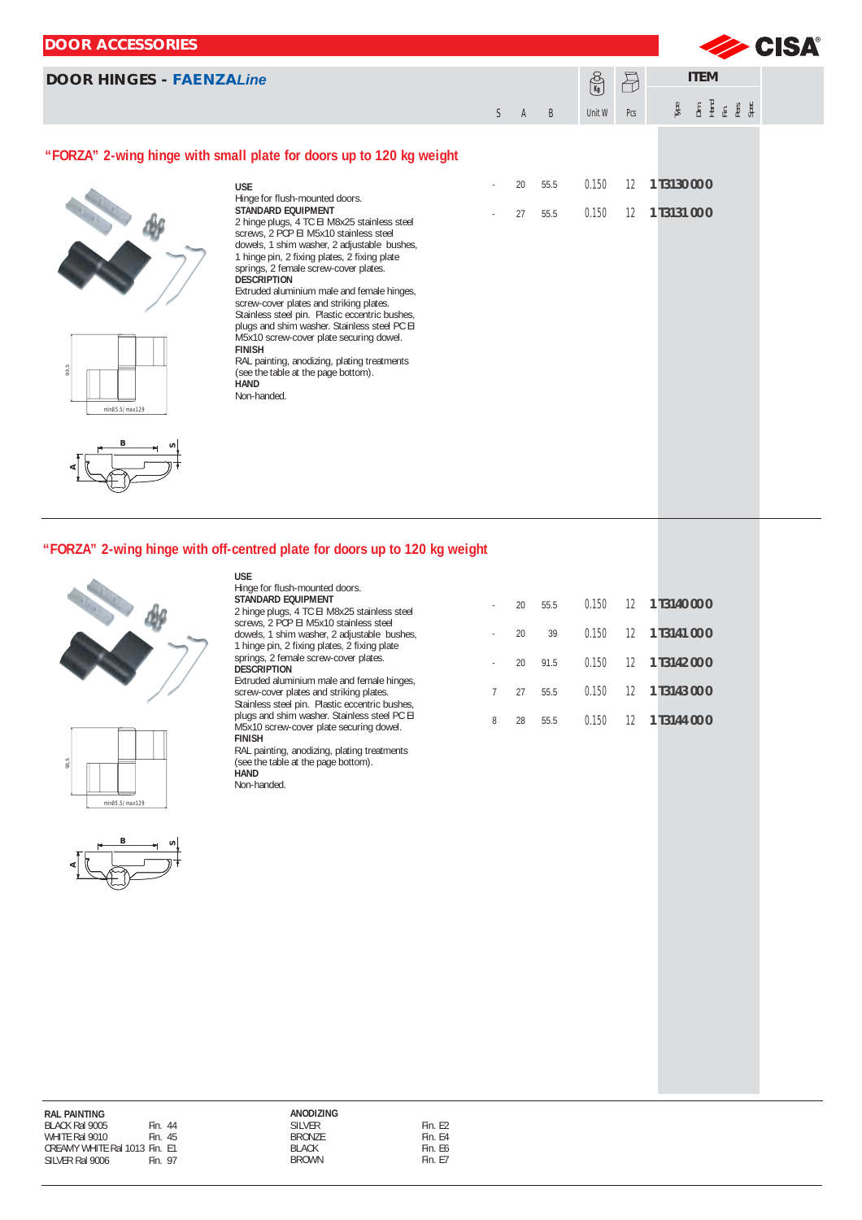# DOOR ACCESSORIES

## DOOR HINGES - FAENZA*Line*

### "FORZA" 2-wing hinge with small plate for doors up to 120 kg weight

**USE**
Hinge for flush-mounted doors.
**STANDARD EQUIPMENT**
2 hinge plugs, 4 TC EI M8x25 stainless steel screws, 2 PCP EI M5x10 stainless steel dowels, 1 shim washer, 2 adjustable bushes, 1 hinge pin, 2 fixing plates, 2 fixing plate springs, 2 female screw-cover plates.
**DESCRIPTION**
Extruded aluminium male and female hinges, screw-cover plates and striking plates. Stainless steel pin. Plastic eccentric bushes, plugs and shim washer. Stainless steel PC EI M5x10 screw-cover plate securing dowel.
**FINISH**
RAL painting, anodizing, plating treatments (see the table at the page bottom).
**HAND**
Non-handed.

93.5
min85.5 / max129

| S | A | B | Unit W | Pcs | ITEM |
|---|---|---|---|---|---|
| - | 20 | 55.5 | 0.150 | 12 | 1 T3130 000 |
| - | 27 | 55.5 | 0.150 | 12 | 1 T3131 000 |

### "FORZA" 2-wing hinge with off-centred plate for doors up to 120 kg weight

**USE**
Hinge for flush-mounted doors.
**STANDARD EQUIPMENT**
2 hinge plugs, 4 TC EI M8x25 stainless steel screws, 2 PCP EI M5x10 stainless steel dowels, 1 shim washer, 2 adjustable bushes, 1 hinge pin, 2 fixing plates, 2 fixing plate springs, 2 female screw-cover plates.
**DESCRIPTION**
Extruded aluminium male and female hinges, screw-cover plates and striking plates. Stainless steel pin. Plastic eccentric bushes, plugs and shim washer. Stainless steel PC EI M5x10 screw-cover plate securing dowel.
**FINISH**
RAL painting, anodizing, plating treatments (see the table at the page bottom).
**HAND**
Non-handed.

93.5
min85.5 / max129

| S | A | B | Unit W | Pcs | ITEM |
|---|---|---|---|---|---|
| - | 20 | 55.5 | 0.150 | 12 | 1 T3140 000 |
| - | 20 | 39 | 0.150 | 12 | 1 T3141 000 |
| - | 20 | 91.5 | 0.150 | 12 | 1 T3142 000 |
| 7 | 27 | 55.5 | 0.150 | 12 | 1 T3143 000 |
| 8 | 28 | 55.5 | 0.150 | 12 | 1 T3144 000 |

| RAL PAINTING | | ANODIZING | |
|---|---|---|---|
| BLACK Ral 9005 | Fin. 44 | SILVER | Fin. E2 |
| WHITE Ral 9010 | Fin. 45 | BRONZE | Fin. E4 |
| CREAMY WHITE Ral 1013 | Fin. E1 | BLACK | Fin. E6 |
| SILVER Ral 9006 | Fin. 97 | BROWN | Fin. E7 |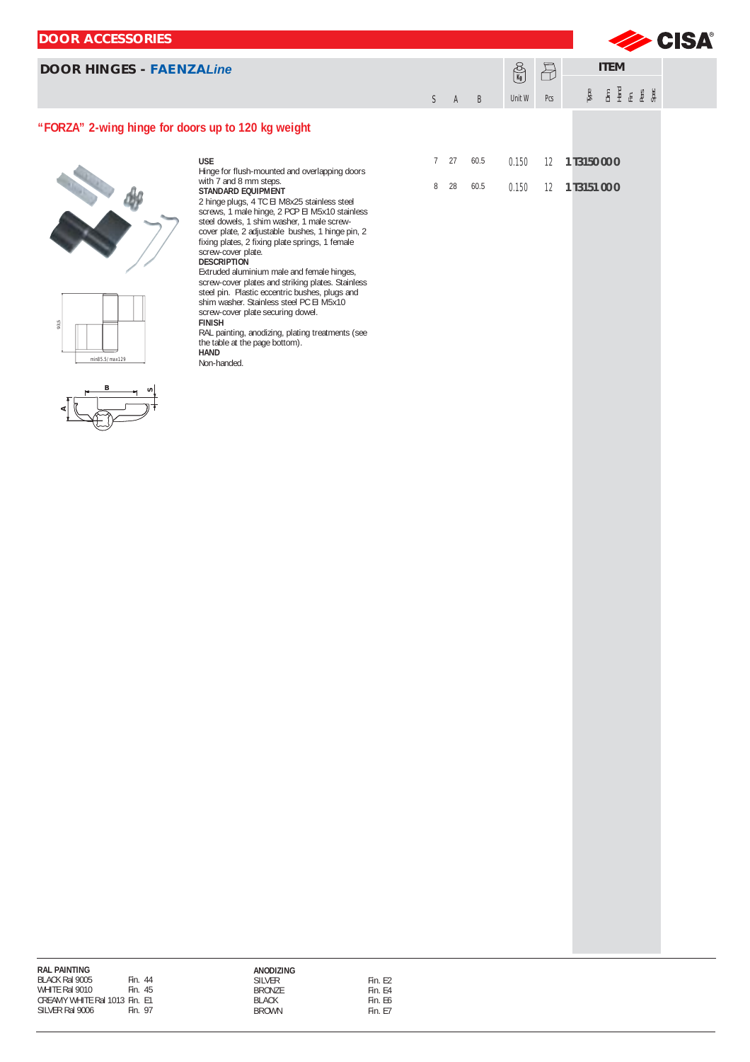## DOOR ACCESSORIES

## DOOR HINGES - FAENZA*Line*

### "FORZA" 2-wing hinge for doors up to 120 kg weight

**USE**
Hinge for flush-mounted and overlapping doors with 7 and 8 mm steps.

**STANDARD EQUIPMENT**
2 hinge plugs, 4 TCEI M8x25 stainless steel screws, 1 male hinge, 2 PCPEI M5x10 stainless steel dowels, 1 shim washer, 1 male screw-cover plate, 2 adjustable bushes, 1 hinge pin, 2 fixing plates, 2 fixing plate springs, 1 female screw-cover plate.

**DESCRIPTION**
Extruded aluminium male and female hinges, screw-cover plates and striking plates. Stainless steel pin. Plastic eccentric bushes, plugs and shim washer. Stainless steel PCEI M5x10 screw-cover plate securing dowel.

**FINISH**
RAL painting, anodizing, plating treatments (see the table at the page bottom).

**HAND**
Non-handed.

93.5

min85.5 / max129

| S | A | B | Unit W | Pcs | ITEM |
|---|---|---|---|---|---|
| 7 | 27 | 60.5 | 0.150 | 12 | 1 T3150 000 |
| 8 | 28 | 60.5 | 0.150 | 12 | 1 T3151 000 |

| RAL PAINTING | |
|---|---|
| BLACK Ral 9005 | Fin. 44 |
| WHITE Ral 9010 | Fin. 45 |
| CREAMY WHITE Ral 1013 | Fin. E1 |
| SILVER Ral 9006 | Fin. 97 |

| ANODIZING | |
|---|---|
| SILVER | Fin. E2 |
| BRONZE | Fin. E4 |
| BLACK | Fin. E6 |
| BROWN | Fin. E7 |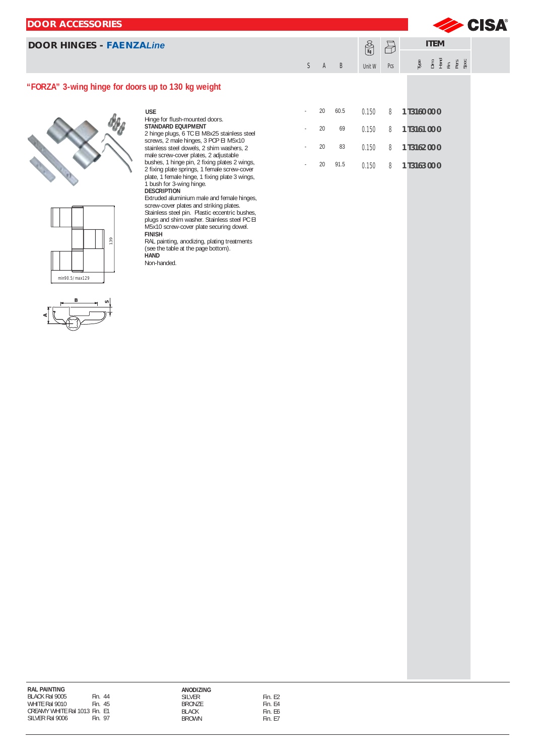# DOOR ACCESSORIES

## DOOR HINGES - FAENZA*Line*

### "FORZA" 3-wing hinge for doors up to 130 kg weight

**USE**
Hinge for flush-mounted doors.
**STANDARD EQUIPMENT**
2 hinge plugs, 6 TC EI M8x25 stainless steel screws, 2 male hinges, 3 PCP EI M5x10 stainless steel dowels, 2 shim washers, 2 male screw-cover plates, 2 adjustable bushes, 1 hinge pin, 2 fixing plates 2 wings, 2 fixing plate springs, 1 female screw-cover plate, 1 female hinge, 1 fixing plate 3 wings, 1 bush for 3-wing hinge.
**DESCRIPTION**
Extruded aluminium male and female hinges, screw-cover plates and striking plates. Stainless steel pin. Plastic eccentric bushes, plugs and shim washer. Stainless steel PC EI M5x10 screw-cover plate securing dowel.
**FINISH**
RAL painting, anodizing, plating treatments (see the table at the page bottom).
**HAND**
Non-handed.

139

min90.5/ max129

B S A

| S | A | B | Unit W | Pcs | ITEM |
|---|---|---|---|---|---|
| - | 20 | 60.5 | 0.150 | 8 | 1 T3160 00 0 |
| - | 20 | 69 | 0.150 | 8 | 1 T3161 00 0 |
| - | 20 | 83 | 0.150 | 8 | 1 T3162 00 0 |
| - | 20 | 91.5 | 0.150 | 8 | 1 T3163 00 0 |

**RAL PAINTING**

| | |
|---|---|
| BLACK Ral 9005 | Fin. 44 |
| WHITE Ral 9010 | Fin. 45 |
| CREAMY WHITE Ral 1013 | Fin. E1 |
| SILVER Ral 9006 | Fin. 97 |

**ANODIZING**

| | |
|---|---|
| SILVER | Fin. E2 |
| BRONZE | Fin. E4 |
| BLACK | Fin. E6 |
| BROWN | Fin. E7 |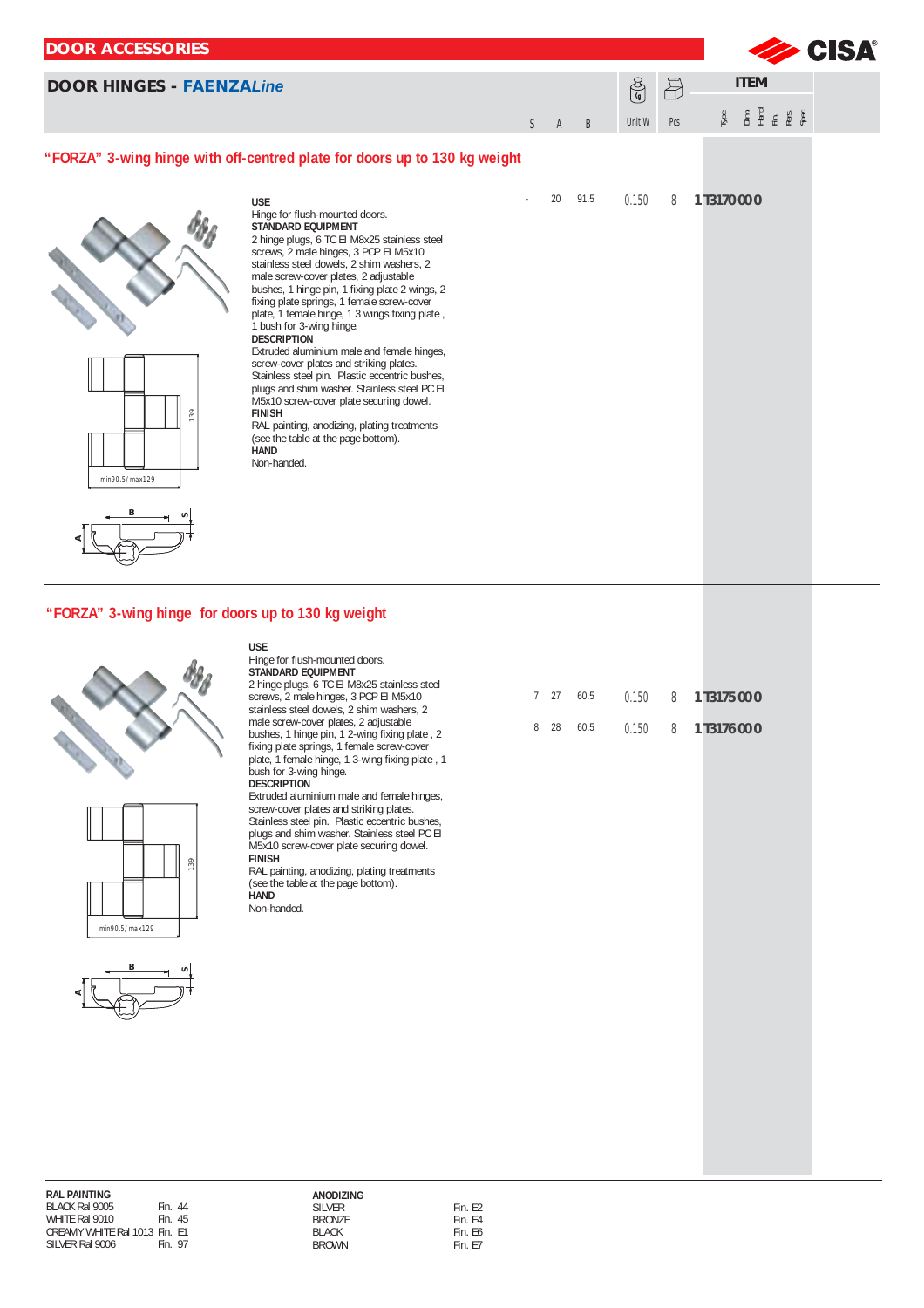# DOOR ACCESSORIES

## DOOR HINGES - FAENZA*Line*

### "FORZA" 3-wing hinge with off-centred plate for doors up to 130 kg weight

**USE**
Hinge for flush-mounted doors.
**STANDARD EQUIPMENT**
2 hinge plugs, 6 TCEI M8x25 stainless steel screws, 2 male hinges, 3 PCPEI M5x10 stainless steel dowels, 2 shim washers, 2 male screw-cover plates, 2 adjustable bushes, 1 hinge pin, 1 fixing plate 2 wings, 2 fixing plate springs, 1 female screw-cover plate, 1 female hinge, 1 3 wings fixing plate , 1 bush for 3-wing hinge.
**DESCRIPTION**
Extruded aluminium male and female hinges, screw-cover plates and striking plates. Stainless steel pin. Plastic eccentric bushes, plugs and shim washer. Stainless steel PCEI M5x10 screw-cover plate securing dowel.
**FINISH**
RAL painting, anodizing, plating treatments (see the table at the page bottom).
**HAND**
Non-handed.

139 — min90.5/max129

| S | A | B | Unit W (Kg) | Pcs | ITEM |
|---|---|---|---|---|---|
| - | 20 | 91.5 | 0.150 | 8 | 1T3170000 |

### "FORZA" 3-wing hinge for doors up to 130 kg weight

**USE**
Hinge for flush-mounted doors.
**STANDARD EQUIPMENT**
2 hinge plugs, 6 TCEI M8x25 stainless steel screws, 2 male hinges, 3 PCPEI M5x10 stainless steel dowels, 2 shim washers, 2 male screw-cover plates, 2 adjustable bushes, 1 hinge pin, 1 2-wing fixing plate , 2 fixing plate springs, 1 female screw-cover plate, 1 female hinge, 1 3-wing fixing plate , 1 bush for 3-wing hinge.
**DESCRIPTION**
Extruded aluminium male and female hinges, screw-cover plates and striking plates. Stainless steel pin. Plastic eccentric bushes, plugs and shim washer. Stainless steel PCEI M5x10 screw-cover plate securing dowel.
**FINISH**
RAL painting, anodizing, plating treatments (see the table at the page bottom).
**HAND**
Non-handed.

139 — min90.5/max129

| S | A | B | Unit W (Kg) | Pcs | ITEM |
|---|---|---|---|---|---|
| 7 | 27 | 60.5 | 0.150 | 8 | 1T3175000 |
| 8 | 28 | 60.5 | 0.150 | 8 | 1T3176000 |

| RAL PAINTING | | ANODIZING | |
|---|---|---|---|
| BLACK Ral 9005 | Fin. 44 | SILVER | Fin. E2 |
| WHITE Ral 9010 | Fin. 45 | BRONZE | Fin. E4 |
| CREAMY WHITE Ral 1013 | Fin. E1 | BLACK | Fin. E6 |
| SILVER Ral 9006 | Fin. 97 | BROWN | Fin. E7 |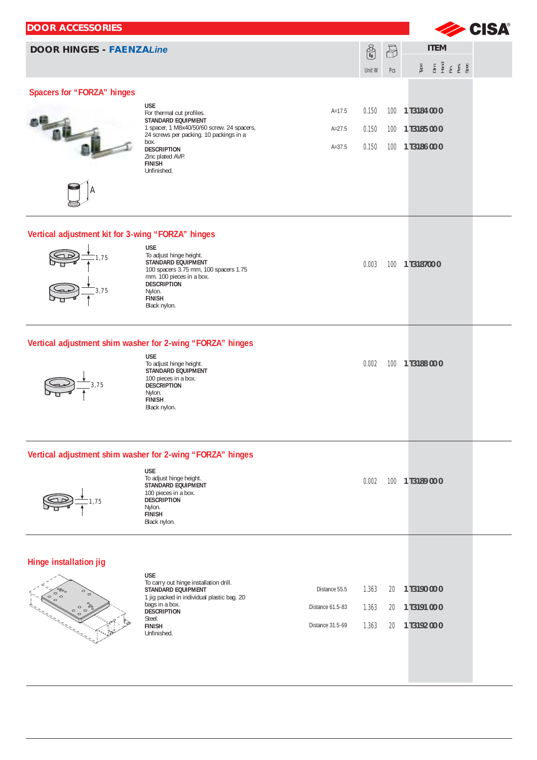# DOOR ACCESSORIES

## DOOR HINGES - FAENZA*Line*

### Spacers for "FORZA" hinges

**USE**
For thermal cut profiles.
**STANDARD EQUIPMENT**
1 spacer, 1 M8x40/50/60 screw. 24 spacers, 24 screws per packing. 10 packings in a box.
**DESCRIPTION**
Zinc plated AVP.
**FINISH**
Unfinished.

A

| | Unit W | Pcs | ITEM |
|---|---|---|---|
| A=17.5 | 0.150 | 100 | 1 T3184 00 0 |
| A=27.5 | 0.150 | 100 | 1 T3185 00 0 |
| A=37.5 | 0.150 | 100 | 1 T3186 00 0 |

### Vertical adjustment kit for 3-wing "FORZA" hinges

1,75
3,75

**USE**
To adjust hinge height.
**STANDARD EQUIPMENT**
100 spacers 3.75 mm, 100 spacers 1.75 mm. 100 pieces in a box.
**DESCRIPTION**
Nylon.
**FINISH**
Black nylon.

| Unit W | Pcs | ITEM |
|---|---|---|
| 0.003 | 100 | 1 T3187 00 0 |

### Vertical adjustment shim washer for 2-wing "FORZA" hinges

3,75

**USE**
To adjust hinge height.
**STANDARD EQUIPMENT**
100 pieces in a box.
**DESCRIPTION**
Nylon.
**FINISH**
Black nylon.

| Unit W | Pcs | ITEM |
|---|---|---|
| 0.002 | 100 | 1 T3188 00 0 |

### Vertical adjustment shim washer for 2-wing "FORZA" hinges

1,75

**USE**
To adjust hinge height.
**STANDARD EQUIPMENT**
100 pieces in a box.
**DESCRIPTION**
Nylon.
**FINISH**
Black nylon.

| Unit W | Pcs | ITEM |
|---|---|---|
| 0.002 | 100 | 1 T3189 00 0 |

### Hinge installation jig

**USE**
To carry out hinge installation drill.
**STANDARD EQUIPMENT**
1 jig packed in individual plastic bag. 20 bags in a box.
**DESCRIPTION**
Steel.
**FINISH**
Unfinished.

| | Unit W | Pcs | ITEM |
|---|---|---|---|
| Distance 55.5 | 1.363 | 20 | 1 T3190 00 0 |
| Distance 61.5-83 | 1.363 | 20 | 1 T3191 00 0 |
| Distance 31.5-69 | 1.363 | 20 | 1 T3192 00 0 |